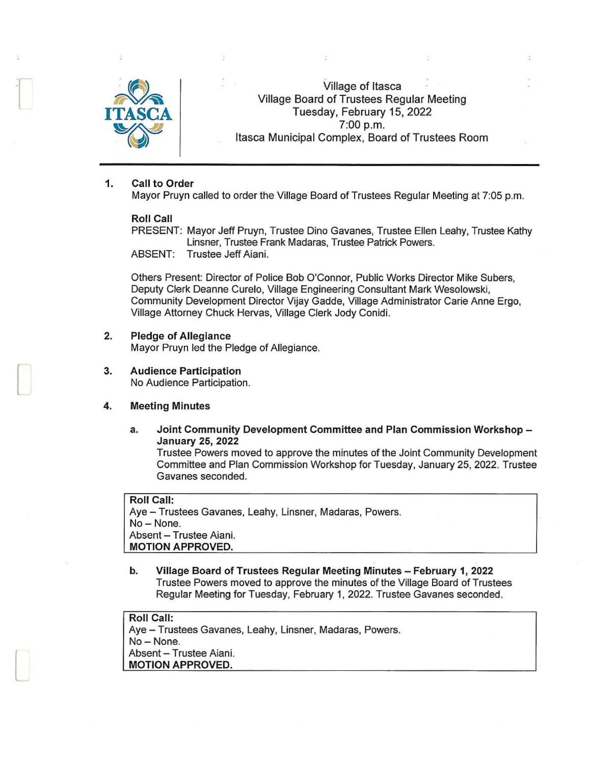# Village of Itasca
## Village Board of Trustees Regular Meeting
Tuesday, February 15, 2022
7:00 p.m.
Itasca Municipal Complex, Board of Trustees Room

---

**1. Call to Order**

Mayor Pruyn called to order the Village Board of Trustees Regular Meeting at 7:05 p.m.

**Roll Call**

PRESENT: Mayor Jeff Pruyn, Trustee Dino Gavanes, Trustee Ellen Leahy, Trustee Kathy Linsner, Trustee Frank Madaras, Trustee Patrick Powers.
ABSENT: Trustee Jeff Aiani.

Others Present: Director of Police Bob O'Connor, Public Works Director Mike Subers, Deputy Clerk Deanne Curelo, Village Engineering Consultant Mark Wesolowski, Community Development Director Vijay Gadde, Village Administrator Carie Anne Ergo, Village Attorney Chuck Hervas, Village Clerk Jody Conidi.

**2. Pledge of Allegiance**

Mayor Pruyn led the Pledge of Allegiance.

**3. Audience Participation**

No Audience Participation.

**4. Meeting Minutes**

**a. Joint Community Development Committee and Plan Commission Workshop – January 25, 2022**

Trustee Powers moved to approve the minutes of the Joint Community Development Committee and Plan Commission Workshop for Tuesday, January 25, 2022. Trustee Gavanes seconded.

**Roll Call:**
Aye – Trustees Gavanes, Leahy, Linsner, Madaras, Powers.
No – None.
Absent – Trustee Aiani.
**MOTION APPROVED.**

**b. Village Board of Trustees Regular Meeting Minutes – February 1, 2022**

Trustee Powers moved to approve the minutes of the Village Board of Trustees Regular Meeting for Tuesday, February 1, 2022. Trustee Gavanes seconded.

**Roll Call:**
Aye – Trustees Gavanes, Leahy, Linsner, Madaras, Powers.
No – None.
Absent – Trustee Aiani.
**MOTION APPROVED.**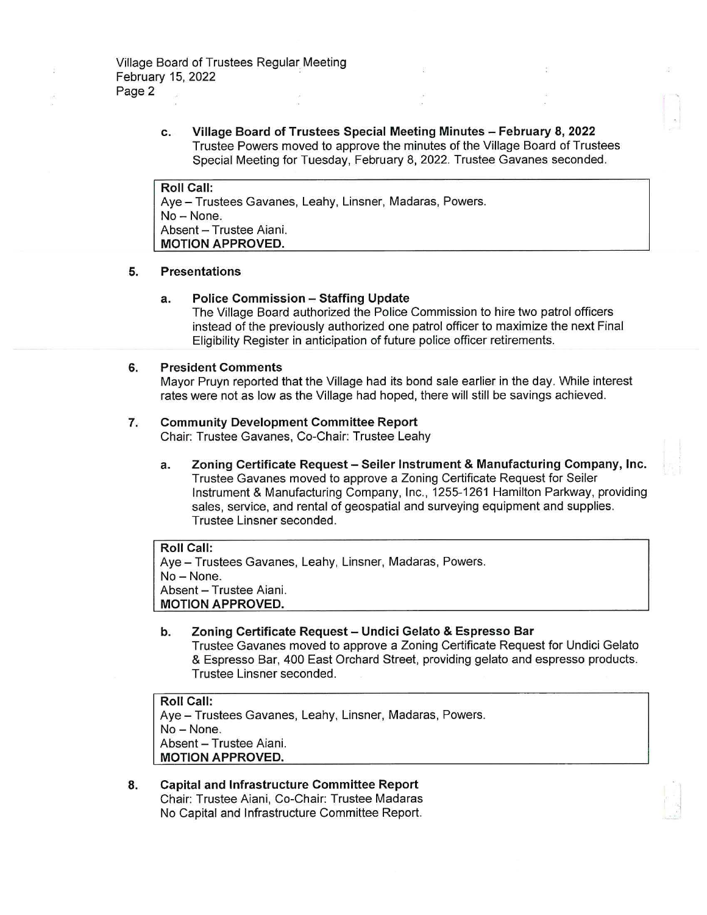c. **Village Board of Trustees Special Meeting Minutes – February 8, 2022**
Trustee Powers moved to approve the minutes of the Village Board of Trustees Special Meeting for Tuesday, February 8, 2022. Trustee Gavanes seconded.

**Roll Call:**
Aye – Trustees Gavanes, Leahy, Linsner, Madaras, Powers.
No – None.
Absent – Trustee Aiani.
**MOTION APPROVED.**

## 5. Presentations

a. **Police Commission – Staffing Update**
The Village Board authorized the Police Commission to hire two patrol officers instead of the previously authorized one patrol officer to maximize the next Final Eligibility Register in anticipation of future police officer retirements.

## 6. President Comments

Mayor Pruyn reported that the Village had its bond sale earlier in the day. While interest rates were not as low as the Village had hoped, there will still be savings achieved.

## 7. Community Development Committee Report

Chair: Trustee Gavanes, Co-Chair: Trustee Leahy

a. **Zoning Certificate Request – Seiler Instrument & Manufacturing Company, Inc.**
Trustee Gavanes moved to approve a Zoning Certificate Request for Seiler Instrument & Manufacturing Company, Inc., 1255-1261 Hamilton Parkway, providing sales, service, and rental of geospatial and surveying equipment and supplies. Trustee Linsner seconded.

**Roll Call:**
Aye – Trustees Gavanes, Leahy, Linsner, Madaras, Powers.
No – None.
Absent – Trustee Aiani.
**MOTION APPROVED.**

b. **Zoning Certificate Request – Undici Gelato & Espresso Bar**
Trustee Gavanes moved to approve a Zoning Certificate Request for Undici Gelato & Espresso Bar, 400 East Orchard Street, providing gelato and espresso products. Trustee Linsner seconded.

**Roll Call:**
Aye – Trustees Gavanes, Leahy, Linsner, Madaras, Powers.
No – None.
Absent – Trustee Aiani.
**MOTION APPROVED.**

## 8. Capital and Infrastructure Committee Report

Chair: Trustee Aiani, Co-Chair: Trustee Madaras
No Capital and Infrastructure Committee Report.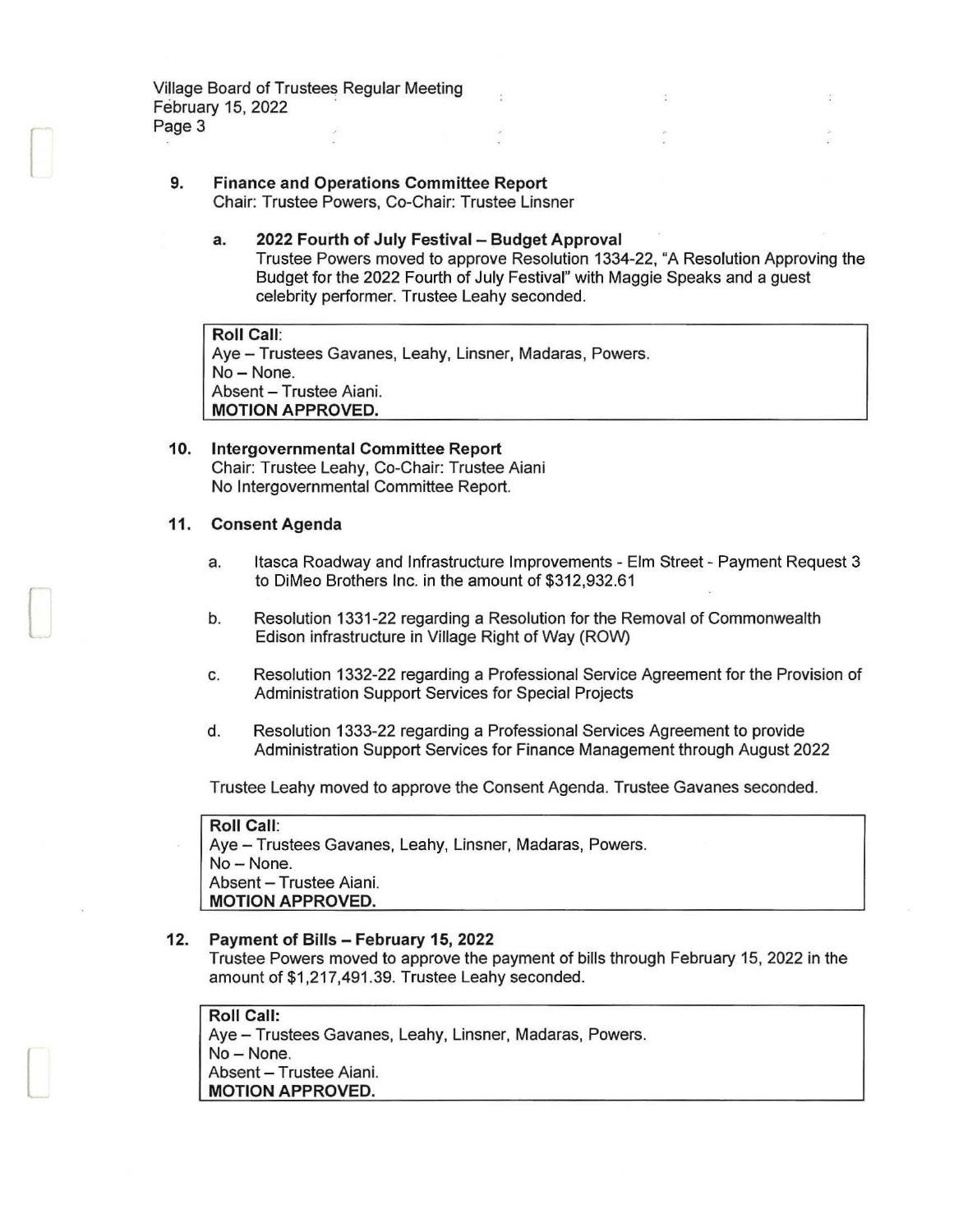## 9. Finance and Operations Committee Report

Chair: Trustee Powers, Co-Chair: Trustee Linsner

### a. 2022 Fourth of July Festival – Budget Approval

Trustee Powers moved to approve Resolution 1334-22, "A Resolution Approving the Budget for the 2022 Fourth of July Festival" with Maggie Speaks and a guest celebrity performer. Trustee Leahy seconded.

**Roll Call**:
Aye – Trustees Gavanes, Leahy, Linsner, Madaras, Powers.
No – None.
Absent – Trustee Aiani.
**MOTION APPROVED.**

## 10. Intergovernmental Committee Report

Chair: Trustee Leahy, Co-Chair: Trustee Aiani
No Intergovernmental Committee Report.

## 11. Consent Agenda

a. Itasca Roadway and Infrastructure Improvements - Elm Street - Payment Request 3 to DiMeo Brothers Inc. in the amount of $312,932.61

b. Resolution 1331-22 regarding a Resolution for the Removal of Commonwealth Edison infrastructure in Village Right of Way (ROW)

c. Resolution 1332-22 regarding a Professional Service Agreement for the Provision of Administration Support Services for Special Projects

d. Resolution 1333-22 regarding a Professional Services Agreement to provide Administration Support Services for Finance Management through August 2022

Trustee Leahy moved to approve the Consent Agenda. Trustee Gavanes seconded.

**Roll Call**:
Aye – Trustees Gavanes, Leahy, Linsner, Madaras, Powers.
No – None.
Absent – Trustee Aiani.
**MOTION APPROVED.**

## 12. Payment of Bills – February 15, 2022

Trustee Powers moved to approve the payment of bills through February 15, 2022 in the amount of $1,217,491.39. Trustee Leahy seconded.

**Roll Call:**
Aye – Trustees Gavanes, Leahy, Linsner, Madaras, Powers.
No – None.
Absent – Trustee Aiani.
**MOTION APPROVED.**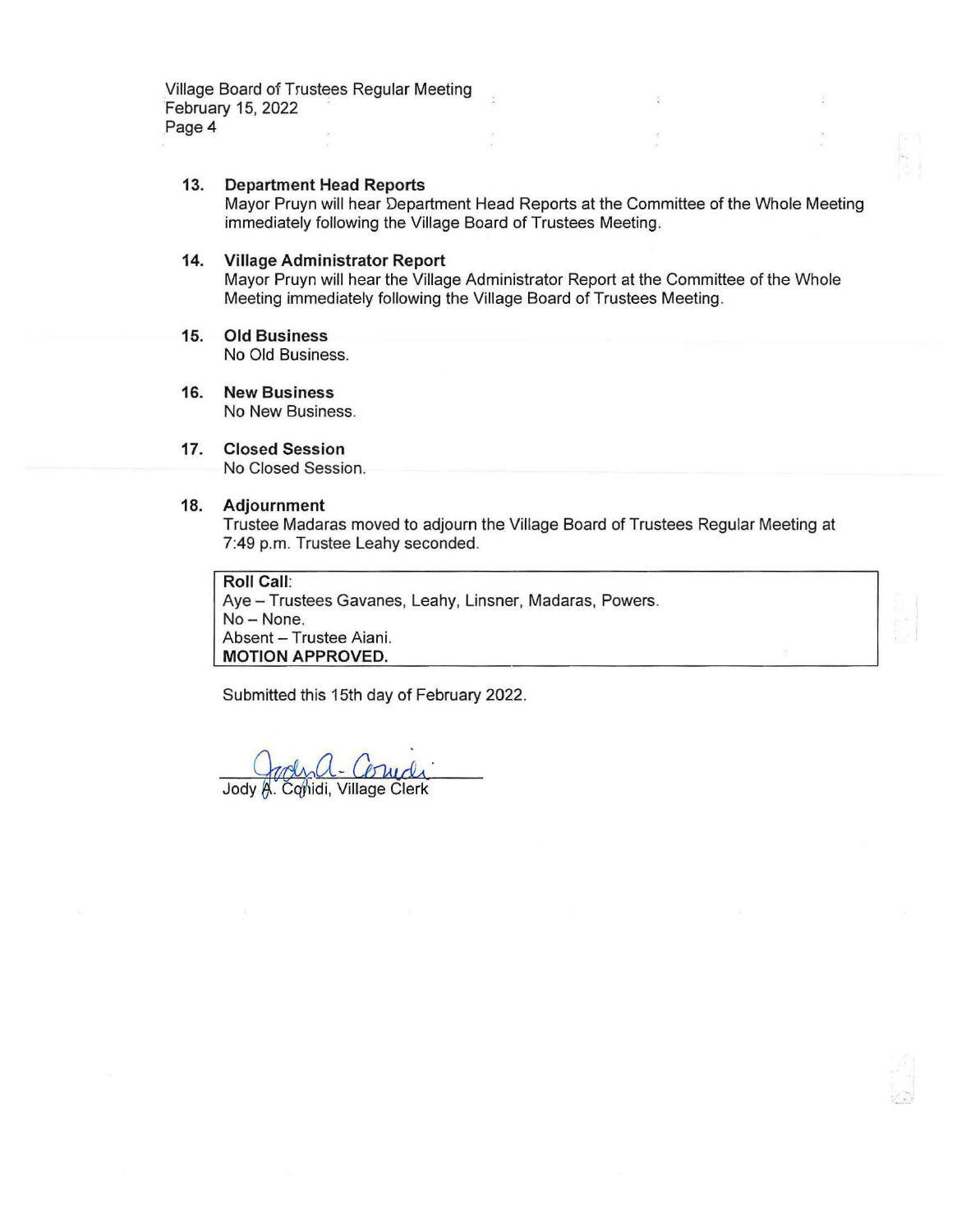### 13. Department Head Reports

Mayor Pruyn will hear Department Head Reports at the Committee of the Whole Meeting immediately following the Village Board of Trustees Meeting.

### 14. Village Administrator Report

Mayor Pruyn will hear the Village Administrator Report at the Committee of the Whole Meeting immediately following the Village Board of Trustees Meeting.

### 15. Old Business

No Old Business.

### 16. New Business

No New Business.

### 17. Closed Session

No Closed Session.

### 18. Adjournment

Trustee Madaras moved to adjourn the Village Board of Trustees Regular Meeting at 7:49 p.m. Trustee Leahy seconded.

**Roll Call**:
Aye – Trustees Gavanes, Leahy, Linsner, Madaras, Powers.
No – None.
Absent – Trustee Aiani.
**MOTION APPROVED.**

Submitted this 15th day of February 2022.

Jody A. Conidi, Village Clerk